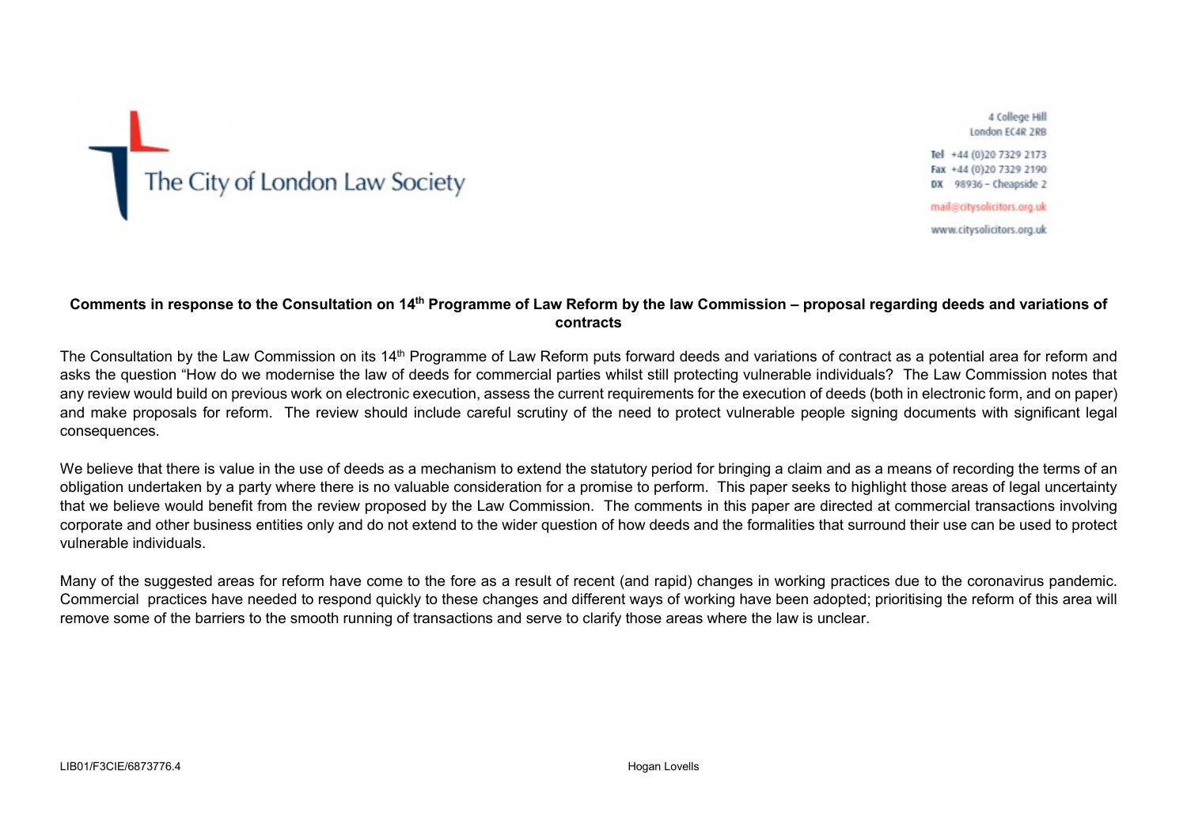The City of London Law Society

4 College Hill
London EC4R 2RB

Tel +44 (0)20 7329 2173
Fax +44 (0)20 7329 2190
DX 98936 – Cheapside 2

mail@citysolicitors.org.uk

www.citysolicitors.org.uk

**Comments in response to the Consultation on 14th Programme of Law Reform by the law Commission – proposal regarding deeds and variations of contracts**

The Consultation by the Law Commission on its 14th Programme of Law Reform puts forward deeds and variations of contract as a potential area for reform and asks the question "How do we modernise the law of deeds for commercial parties whilst still protecting vulnerable individuals? The Law Commission notes that any review would build on previous work on electronic execution, assess the current requirements for the execution of deeds (both in electronic form, and on paper) and make proposals for reform. The review should include careful scrutiny of the need to protect vulnerable people signing documents with significant legal consequences.

We believe that there is value in the use of deeds as a mechanism to extend the statutory period for bringing a claim and as a means of recording the terms of an obligation undertaken by a party where there is no valuable consideration for a promise to perform. This paper seeks to highlight those areas of legal uncertainty that we believe would benefit from the review proposed by the Law Commission. The comments in this paper are directed at commercial transactions involving corporate and other business entities only and do not extend to the wider question of how deeds and the formalities that surround their use can be used to protect vulnerable individuals.

Many of the suggested areas for reform have come to the fore as a result of recent (and rapid) changes in working practices due to the coronavirus pandemic. Commercial practices have needed to respond quickly to these changes and different ways of working have been adopted; prioritising the reform of this area will remove some of the barriers to the smooth running of transactions and serve to clarify those areas where the law is unclear.

LIB01/F3CIE/6873776.4 Hogan Lovells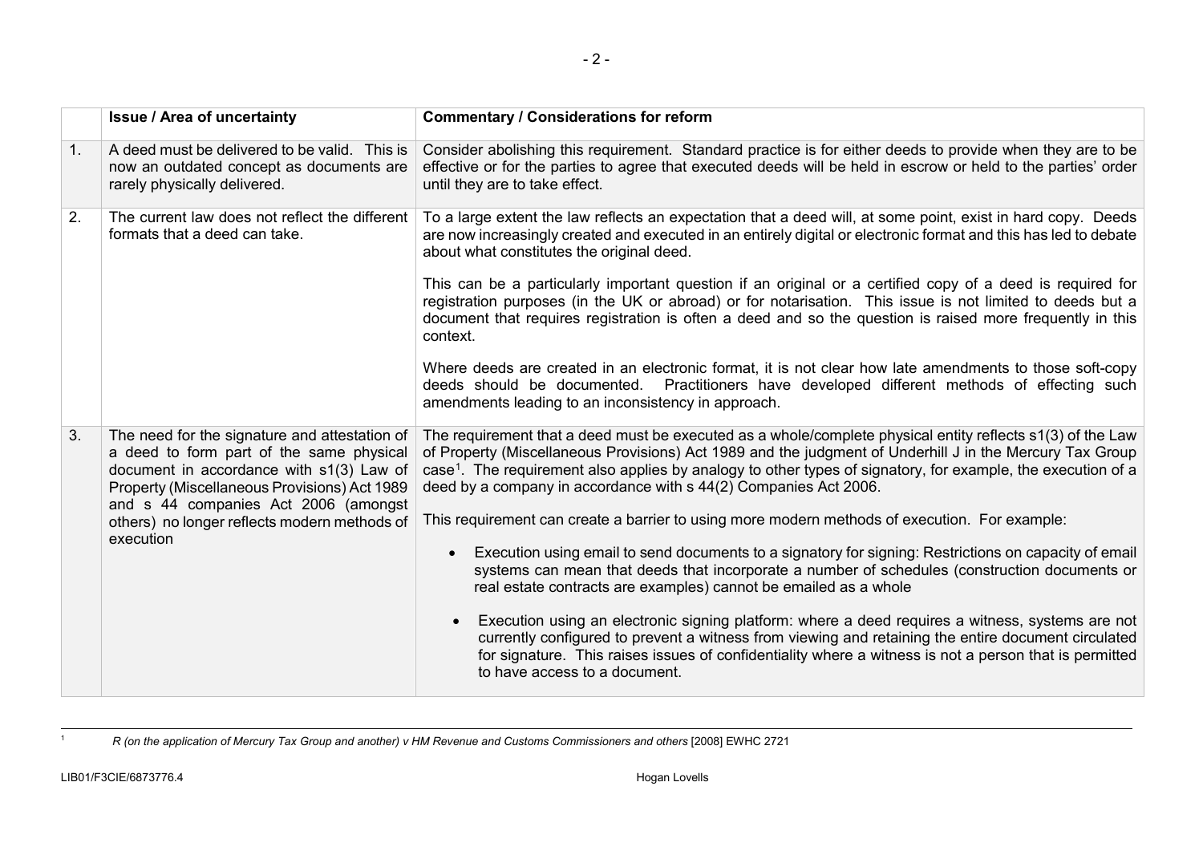| | Issue / Area of uncertainty | Commentary / Considerations for reform |
|---|---|---|
| 1. | A deed must be delivered to be valid. This is now an outdated concept as documents are rarely physically delivered. | Consider abolishing this requirement. Standard practice is for either deeds to provide when they are to be effective or for the parties to agree that executed deeds will be held in escrow or held to the parties' order until they are to take effect. |
| 2. | The current law does not reflect the different formats that a deed can take. | To a large extent the law reflects an expectation that a deed will, at some point, exist in hard copy. Deeds are now increasingly created and executed in an entirely digital or electronic format and this has led to debate about what constitutes the original deed.<br><br>This can be a particularly important question if an original or a certified copy of a deed is required for registration purposes (in the UK or abroad) or for notarisation. This issue is not limited to deeds but a document that requires registration is often a deed and so the question is raised more frequently in this context.<br><br>Where deeds are created in an electronic format, it is not clear how late amendments to those soft-copy deeds should be documented. Practitioners have developed different methods of effecting such amendments leading to an inconsistency in approach. |
| 3. | The need for the signature and attestation of a deed to form part of the same physical document in accordance with s1(3) Law of Property (Miscellaneous Provisions) Act 1989 and s 44 companies Act 2006 (amongst others) no longer reflects modern methods of execution | The requirement that a deed must be executed as a whole/complete physical entity reflects s1(3) of the Law of Property (Miscellaneous Provisions) Act 1989 and the judgment of Underhill J in the Mercury Tax Group case[1]. The requirement also applies by analogy to other types of signatory, for example, the execution of a deed by a company in accordance with s 44(2) Companies Act 2006.<br><br>This requirement can create a barrier to using more modern methods of execution. For example:<br><br>• Execution using email to send documents to a signatory for signing: Restrictions on capacity of email systems can mean that deeds that incorporate a number of schedules (construction documents or real estate contracts are examples) cannot be emailed as a whole<br><br>• Execution using an electronic signing platform: where a deed requires a witness, systems are not currently configured to prevent a witness from viewing and retaining the entire document circulated for signature. This raises issues of confidentiality where a witness is not a person that is permitted to have access to a document. |

[1] *R (on the application of Mercury Tax Group and another) v HM Revenue and Customs Commissioners and others* [2008] EWHC 2721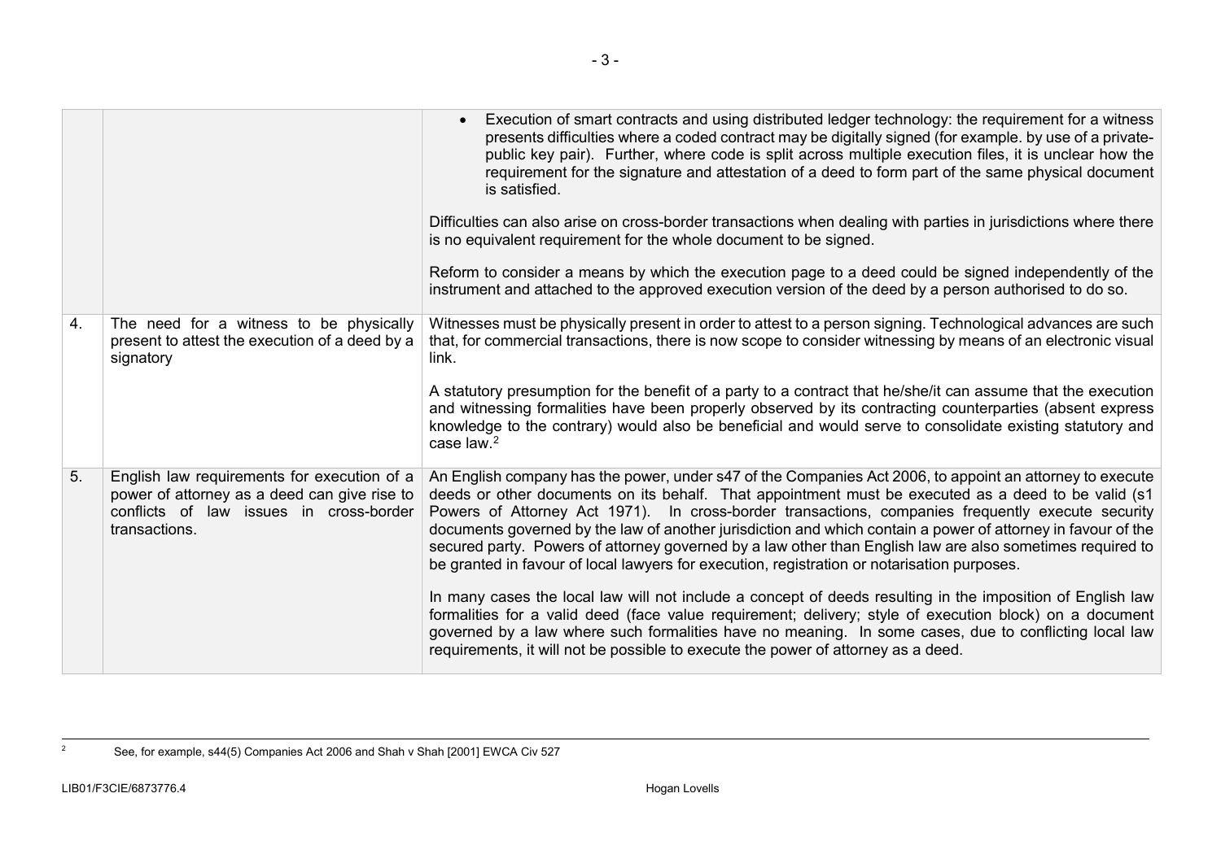| | | |
|---|---|---|
| | | • Execution of smart contracts and using distributed ledger technology: the requirement for a witness presents difficulties where a coded contract may be digitally signed (for example. by use of a private-public key pair). Further, where code is split across multiple execution files, it is unclear how the requirement for the signature and attestation of a deed to form part of the same physical document is satisfied.<br><br>Difficulties can also arise on cross-border transactions when dealing with parties in jurisdictions where there is no equivalent requirement for the whole document to be signed.<br><br>Reform to consider a means by which the execution page to a deed could be signed independently of the instrument and attached to the approved execution version of the deed by a person authorised to do so. |
| 4. | The need for a witness to be physically present to attest the execution of a deed by a signatory | Witnesses must be physically present in order to attest to a person signing. Technological advances are such that, for commercial transactions, there is now scope to consider witnessing by means of an electronic visual link.<br><br>A statutory presumption for the benefit of a party to a contract that he/she/it can assume that the execution and witnessing formalities have been properly observed by its contracting counterparties (absent express knowledge to the contrary) would also be beneficial and would serve to consolidate existing statutory and case law.[2] |
| 5. | English law requirements for execution of a power of attorney as a deed can give rise to conflicts of law issues in cross-border transactions. | An English company has the power, under s47 of the Companies Act 2006, to appoint an attorney to execute deeds or other documents on its behalf. That appointment must be executed as a deed to be valid (s1 Powers of Attorney Act 1971). In cross-border transactions, companies frequently execute security documents governed by the law of another jurisdiction and which contain a power of attorney in favour of the secured party. Powers of attorney governed by a law other than English law are also sometimes required to be granted in favour of local lawyers for execution, registration or notarisation purposes.<br><br>In many cases the local law will not include a concept of deeds resulting in the imposition of English law formalities for a valid deed (face value requirement; delivery; style of execution block) on a document governed by a law where such formalities have no meaning. In some cases, due to conflicting local law requirements, it will not be possible to execute the power of attorney as a deed. |

[2] See, for example, s44(5) Companies Act 2006 and Shah v Shah [2001] EWCA Civ 527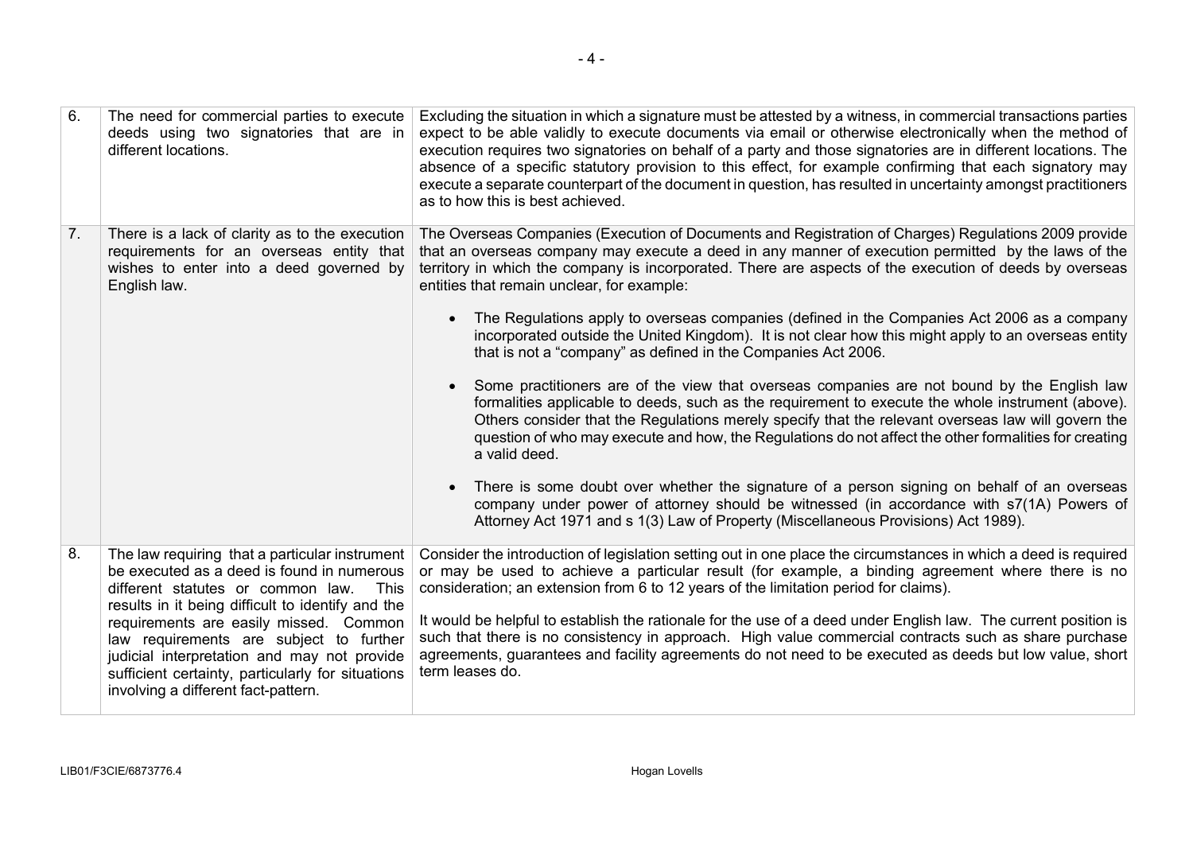| | | |
|---|---|---|
| 6. | The need for commercial parties to execute deeds using two signatories that are in different locations. | Excluding the situation in which a signature must be attested by a witness, in commercial transactions parties expect to be able validly to execute documents via email or otherwise electronically when the method of execution requires two signatories on behalf of a party and those signatories are in different locations. The absence of a specific statutory provision to this effect, for example confirming that each signatory may execute a separate counterpart of the document in question, has resulted in uncertainty amongst practitioners as to how this is best achieved. |
| 7. | There is a lack of clarity as to the execution requirements for an overseas entity that wishes to enter into a deed governed by English law. | The Overseas Companies (Execution of Documents and Registration of Charges) Regulations 2009 provide that an overseas company may execute a deed in any manner of execution permitted by the laws of the territory in which the company is incorporated. There are aspects of the execution of deeds by overseas entities that remain unclear, for example:<br><br>• The Regulations apply to overseas companies (defined in the Companies Act 2006 as a company incorporated outside the United Kingdom). It is not clear how this might apply to an overseas entity that is not a "company" as defined in the Companies Act 2006.<br><br>• Some practitioners are of the view that overseas companies are not bound by the English law formalities applicable to deeds, such as the requirement to execute the whole instrument (above). Others consider that the Regulations merely specify that the relevant overseas law will govern the question of who may execute and how, the Regulations do not affect the other formalities for creating a valid deed.<br><br>• There is some doubt over whether the signature of a person signing on behalf of an overseas company under power of attorney should be witnessed (in accordance with s7(1A) Powers of Attorney Act 1971 and s 1(3) Law of Property (Miscellaneous Provisions) Act 1989). |
| 8. | The law requiring that a particular instrument be executed as a deed is found in numerous different statutes or common law. This results in it being difficult to identify and the requirements are easily missed. Common law requirements are subject to further judicial interpretation and may not provide sufficient certainty, particularly for situations involving a different fact-pattern. | Consider the introduction of legislation setting out in one place the circumstances in which a deed is required or may be used to achieve a particular result (for example, a binding agreement where there is no consideration; an extension from 6 to 12 years of the limitation period for claims).<br><br>It would be helpful to establish the rationale for the use of a deed under English law. The current position is such that there is no consistency in approach. High value commercial contracts such as share purchase agreements, guarantees and facility agreements do not need to be executed as deeds but low value, short term leases do. |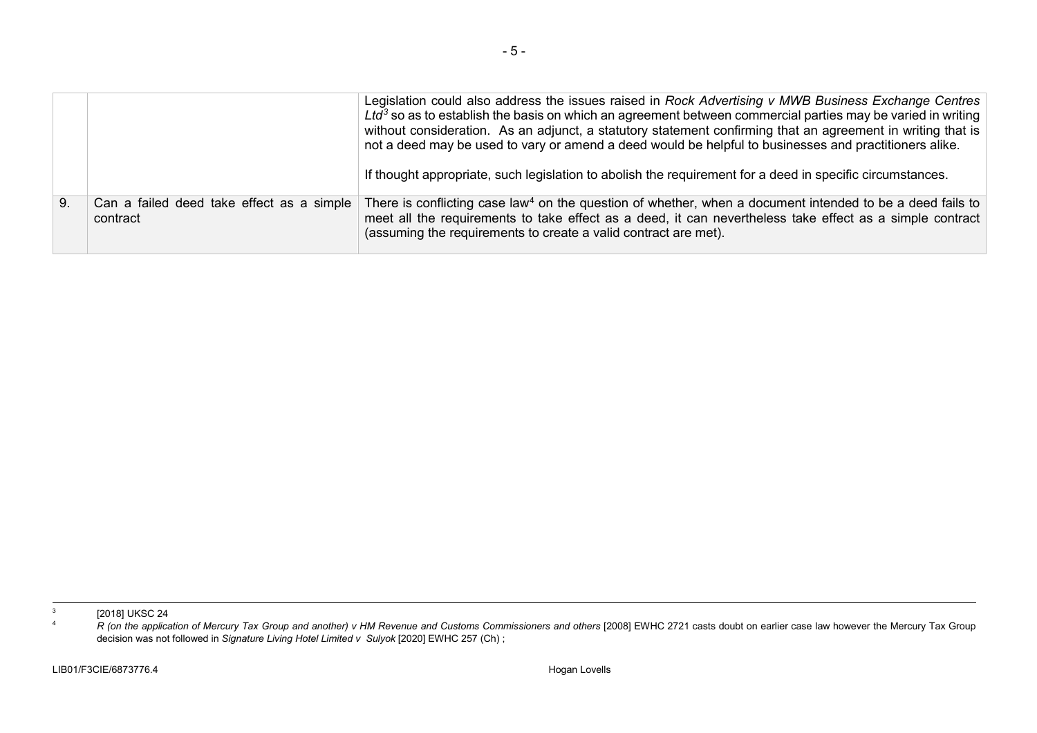| | | |
|---|---|---|
| | | Legislation could also address the issues raised in *Rock Advertising v MWB Business Exchange Centres Ltd*[3] so as to establish the basis on which an agreement between commercial parties may be varied in writing without consideration. As an adjunct, a statutory statement confirming that an agreement in writing that is not a deed may be used to vary or amend a deed would be helpful to businesses and practitioners alike.<br><br>If thought appropriate, such legislation to abolish the requirement for a deed in specific circumstances. |
| 9. | Can a failed deed take effect as a simple contract | There is conflicting case law[4] on the question of whether, when a document intended to be a deed fails to meet all the requirements to take effect as a deed, it can nevertheless take effect as a simple contract (assuming the requirements to create a valid contract are met). |

[3] [2018] UKSC 24

[4] *R (on the application of Mercury Tax Group and another) v HM Revenue and Customs Commissioners and others* [2008] EWHC 2721 casts doubt on earlier case law however the Mercury Tax Group decision was not followed in *Signature Living Hotel Limited v Sulyok* [2020] EWHC 257 (Ch) ;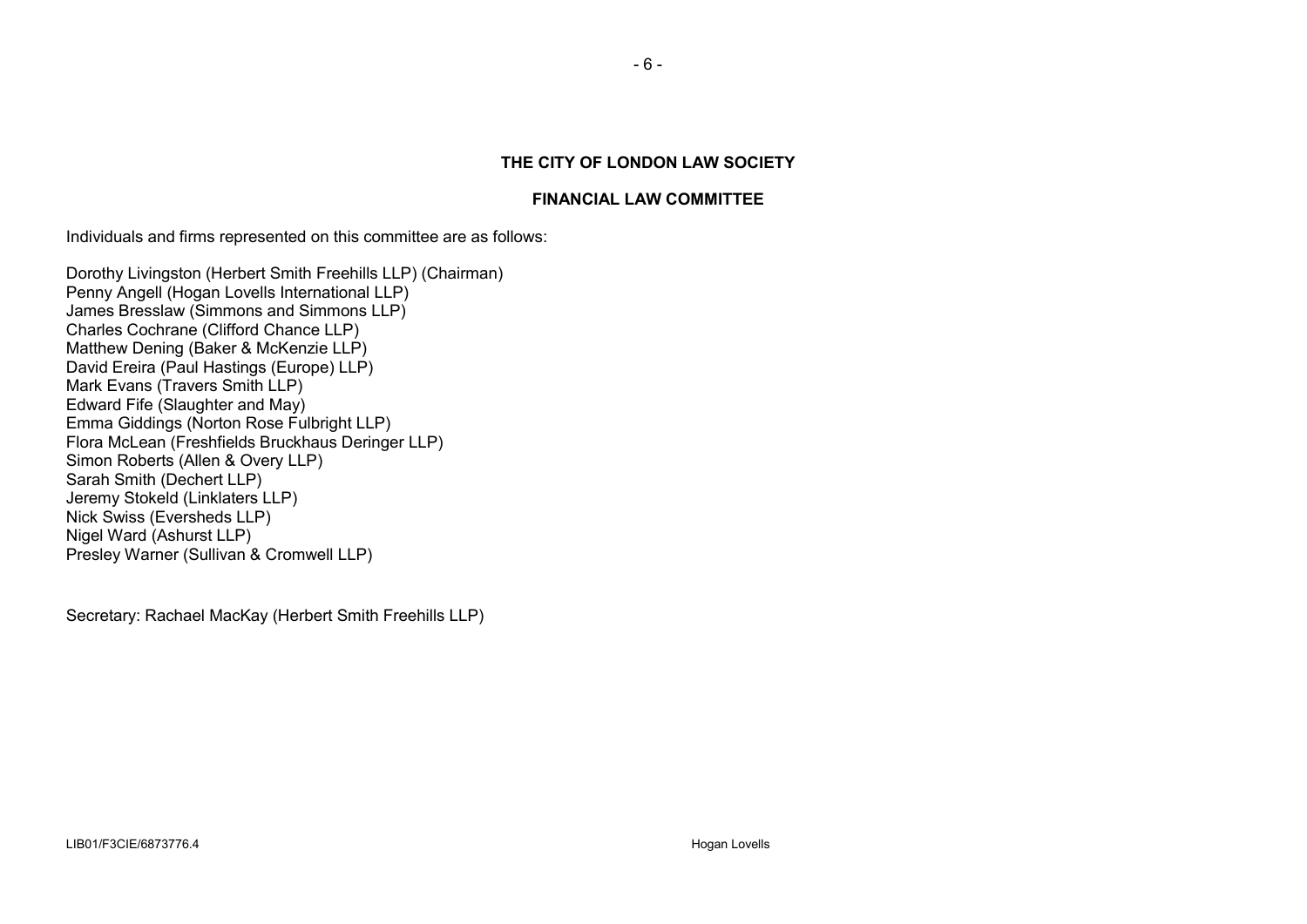**THE CITY OF LONDON LAW SOCIETY**

**FINANCIAL LAW COMMITTEE**

Individuals and firms represented on this committee are as follows:

Dorothy Livingston (Herbert Smith Freehills LLP) (Chairman)
Penny Angell (Hogan Lovells International LLP)
James Bresslaw (Simmons and Simmons LLP)
Charles Cochrane (Clifford Chance LLP)
Matthew Dening (Baker & McKenzie LLP)
David Ereira (Paul Hastings (Europe) LLP)
Mark Evans (Travers Smith LLP)
Edward Fife (Slaughter and May)
Emma Giddings (Norton Rose Fulbright LLP)
Flora McLean (Freshfields Bruckhaus Deringer LLP)
Simon Roberts (Allen & Overy LLP)
Sarah Smith (Dechert LLP)
Jeremy Stokeld (Linklaters LLP)
Nick Swiss (Eversheds LLP)
Nigel Ward (Ashurst LLP)
Presley Warner (Sullivan & Cromwell LLP)

Secretary: Rachael MacKay (Herbert Smith Freehills LLP)

LIB01/F3CIE/6873776.4 Hogan Lovells